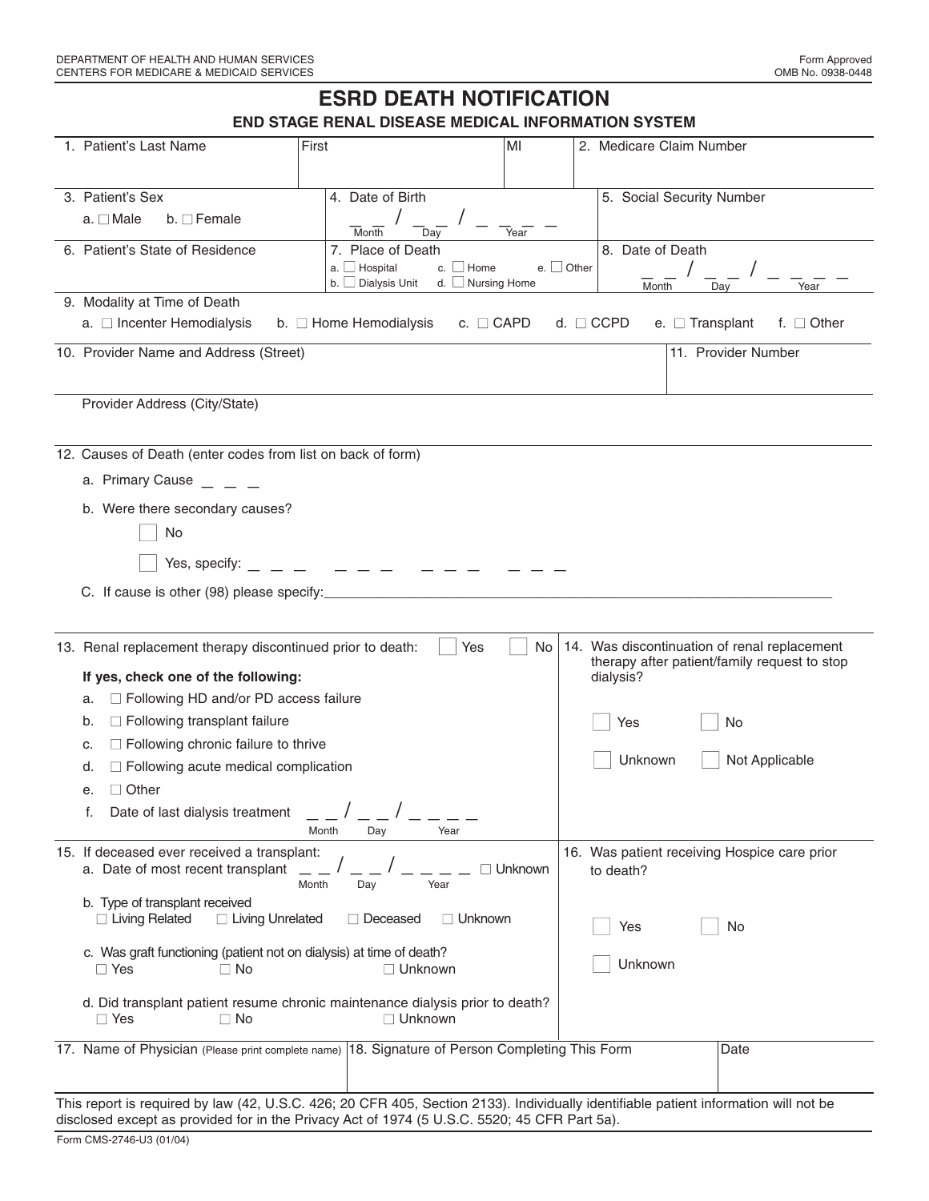DEPARTMENT OF HEALTH AND HUMAN SERVICES
CENTERS FOR MEDICARE & MEDICAID SERVICES

Form Approved
OMB No. 0938-0448

# ESRD DEATH NOTIFICATION

## END STAGE RENAL DISEASE MEDICAL INFORMATION SYSTEM

| 1. Patient's Last Name | First | MI | 2. Medicare Claim Number |
|---|---|---|---|
| | | | |

| 3. Patient's Sex | 4. Date of Birth | 5. Social Security Number |
|---|---|---|
| a. ☐ Male b. ☐ Female | __ __ / __ __ / __ __ __ __ (Month / Day / Year) | |

| 6. Patient's State of Residence | 7. Place of Death | 8. Date of Death |
|---|---|---|
| | a. ☐ Hospital b. ☐ Dialysis Unit c. ☐ Home d. ☐ Nursing Home e. ☐ Other | __ __ / __ __ / __ __ __ __ (Month / Day / Year) |

9. Modality at Time of Death

a. ☐ Incenter Hemodialysis b. ☐ Home Hemodialysis c. ☐ CAPD d. ☐ CCPD e. ☐ Transplant f. ☐ Other

| 10. Provider Name and Address (Street) | 11. Provider Number |
|---|---|
| | |

Provider Address (City/State)

12. Causes of Death (enter codes from list on back of form)

a. Primary Cause __ __ __

b. Were there secondary causes?

☐ No

☐ Yes, specify: __ __ __ __ __ __ __ __ __ __ __ __

C. If cause is other (98) please specify:______________________________

13. Renal replacement therapy discontinued prior to death: ☐ Yes ☐ No

**If yes, check one of the following:**

a. ☐ Following HD and/or PD access failure
b. ☐ Following transplant failure
c. ☐ Following chronic failure to thrive
d. ☐ Following acute medical complication
e. ☐ Other
f. Date of last dialysis treatment __ __ / __ __ / __ __ __ __ (Month / Day / Year)

14. Was discontinuation of renal replacement therapy after patient/family request to stop dialysis?

☐ Yes ☐ No

☐ Unknown ☐ Not Applicable

15. If deceased ever received a transplant:

a. Date of most recent transplant __ __ / __ __ / __ __ __ __ (Month / Day / Year) ☐ Unknown

b. Type of transplant received
☐ Living Related ☐ Living Unrelated ☐ Deceased ☐ Unknown

c. Was graft functioning (patient not on dialysis) at time of death?
☐ Yes ☐ No ☐ Unknown

d. Did transplant patient resume chronic maintenance dialysis prior to death?
☐ Yes ☐ No ☐ Unknown

16. Was patient receiving Hospice care prior to death?

☐ Yes ☐ No

☐ Unknown

| 17. Name of Physician (Please print complete name) | 18. Signature of Person Completing This Form | Date |
|---|---|---|
| | | |

This report is required by law (42, U.S.C. 426; 20 CFR 405, Section 2133). Individually identifiable patient information will not be disclosed except as provided for in the Privacy Act of 1974 (5 U.S.C. 5520; 45 CFR Part 5a).

Form CMS-2746-U3 (01/04)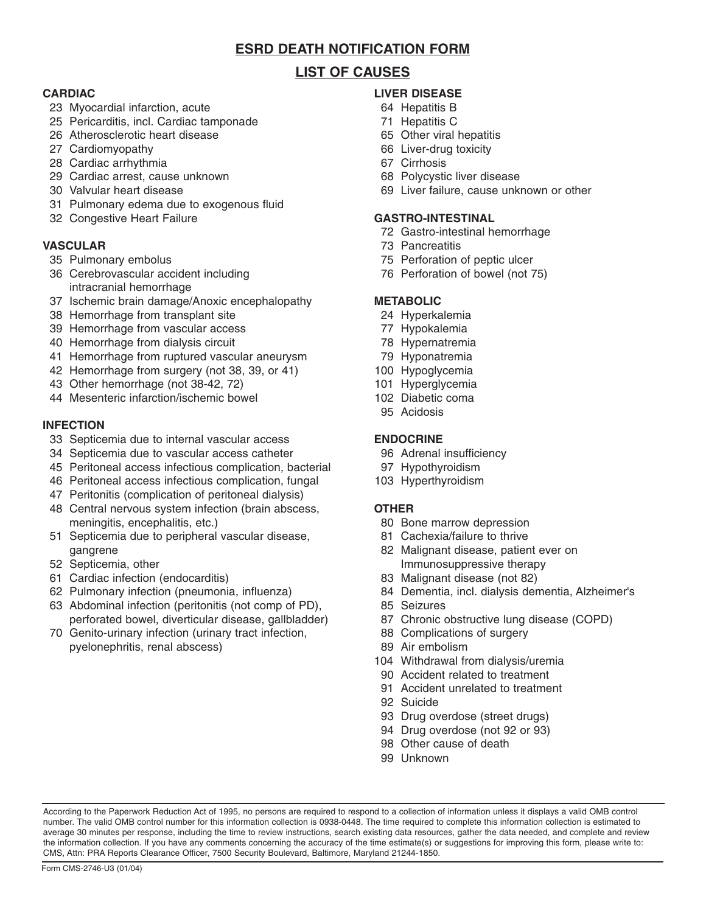# ESRD DEATH NOTIFICATION FORM

## LIST OF CAUSES

**CARDIAC**

- 23 Myocardial infarction, acute
- 25 Pericarditis, incl. Cardiac tamponade
- 26 Atherosclerotic heart disease
- 27 Cardiomyopathy
- 28 Cardiac arrhythmia
- 29 Cardiac arrest, cause unknown
- 30 Valvular heart disease
- 31 Pulmonary edema due to exogenous fluid
- 32 Congestive Heart Failure

**VASCULAR**

- 35 Pulmonary embolus
- 36 Cerebrovascular accident including intracranial hemorrhage
- 37 Ischemic brain damage/Anoxic encephalopathy
- 38 Hemorrhage from transplant site
- 39 Hemorrhage from vascular access
- 40 Hemorrhage from dialysis circuit
- 41 Hemorrhage from ruptured vascular aneurysm
- 42 Hemorrhage from surgery (not 38, 39, or 41)
- 43 Other hemorrhage (not 38-42, 72)
- 44 Mesenteric infarction/ischemic bowel

**INFECTION**

- 33 Septicemia due to internal vascular access
- 34 Septicemia due to vascular access catheter
- 45 Peritoneal access infectious complication, bacterial
- 46 Peritoneal access infectious complication, fungal
- 47 Peritonitis (complication of peritoneal dialysis)
- 48 Central nervous system infection (brain abscess, meningitis, encephalitis, etc.)
- 51 Septicemia due to peripheral vascular disease, gangrene
- 52 Septicemia, other
- 61 Cardiac infection (endocarditis)
- 62 Pulmonary infection (pneumonia, influenza)
- 63 Abdominal infection (peritonitis (not comp of PD), perforated bowel, diverticular disease, gallbladder)
- 70 Genito-urinary infection (urinary tract infection, pyelonephritis, renal abscess)

**LIVER DISEASE**

- 64 Hepatitis B
- 71 Hepatitis C
- 65 Other viral hepatitis
- 66 Liver-drug toxicity
- 67 Cirrhosis
- 68 Polycystic liver disease
- 69 Liver failure, cause unknown or other

**GASTRO-INTESTINAL**

- 72 Gastro-intestinal hemorrhage
- 73 Pancreatitis
- 75 Perforation of peptic ulcer
- 76 Perforation of bowel (not 75)

**METABOLIC**

- 24 Hyperkalemia
- 77 Hypokalemia
- 78 Hypernatremia
- 79 Hyponatremia
- 100 Hypoglycemia
- 101 Hyperglycemia
- 102 Diabetic coma
- 95 Acidosis

**ENDOCRINE**

- 96 Adrenal insufficiency
- 97 Hypothyroidism
- 103 Hyperthyroidism

**OTHER**

- 80 Bone marrow depression
- 81 Cachexia/failure to thrive
- 82 Malignant disease, patient ever on Immunosuppressive therapy
- 83 Malignant disease (not 82)
- 84 Dementia, incl. dialysis dementia, Alzheimer's
- 85 Seizures
- 87 Chronic obstructive lung disease (COPD)
- 88 Complications of surgery
- 89 Air embolism
- 104 Withdrawal from dialysis/uremia
- 90 Accident related to treatment
- 91 Accident unrelated to treatment
- 92 Suicide
- 93 Drug overdose (street drugs)
- 94 Drug overdose (not 92 or 93)
- 98 Other cause of death
- 99 Unknown

According to the Paperwork Reduction Act of 1995, no persons are required to respond to a collection of information unless it displays a valid OMB control number. The valid OMB control number for this information collection is 0938-0448. The time required to complete this information collection is estimated to average 30 minutes per response, including the time to review instructions, search existing data resources, gather the data needed, and complete and review the information collection. If you have any comments concerning the accuracy of the time estimate(s) or suggestions for improving this form, please write to: CMS, Attn: PRA Reports Clearance Officer, 7500 Security Boulevard, Baltimore, Maryland 21244-1850.

Form CMS-2746-U3 (01/04)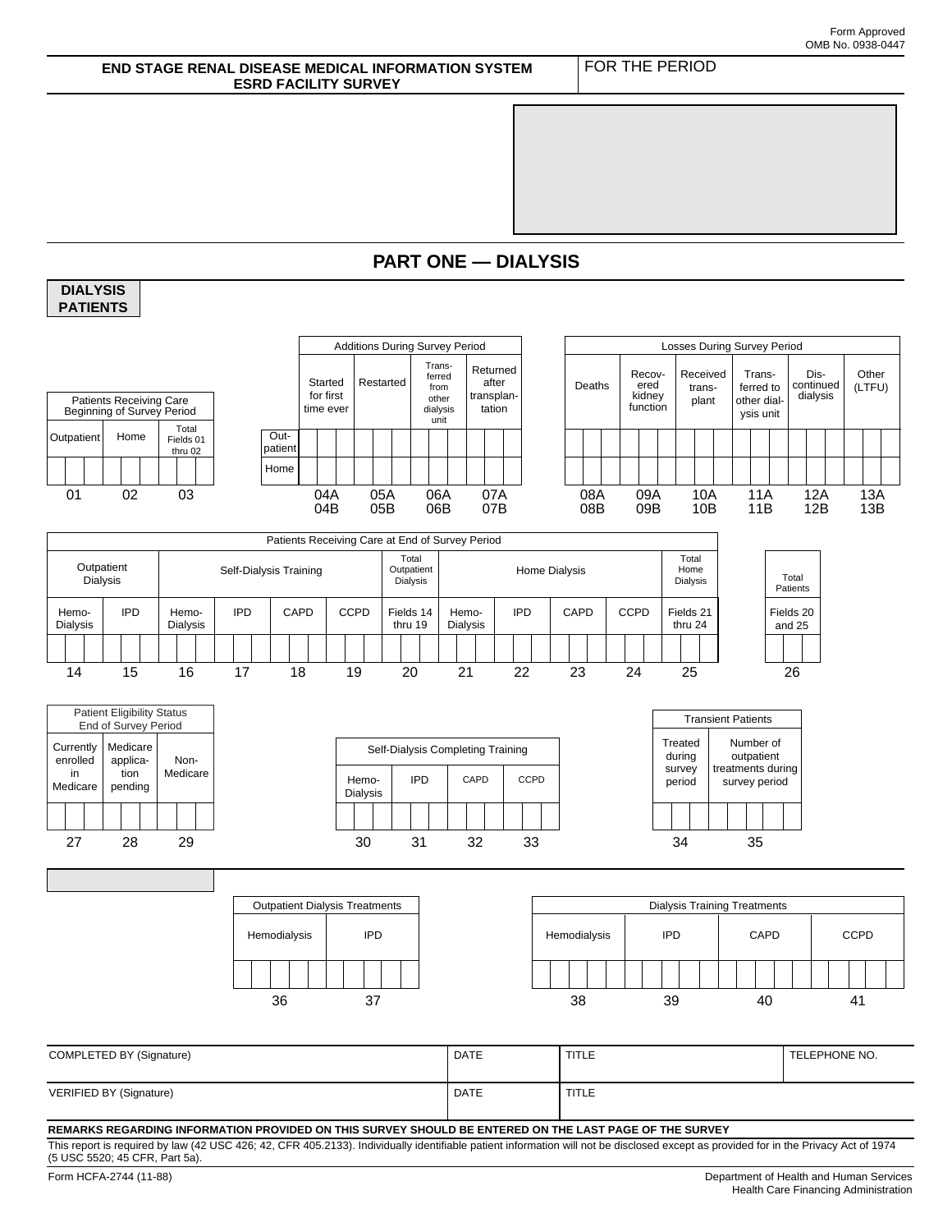Form Approved
OMB No. 0938-0447

**END STAGE RENAL DISEASE MEDICAL INFORMATION SYSTEM**
**ESRD FACILITY SURVEY**

FOR THE PERIOD

## PART ONE — DIALYSIS

**DIALYSIS PATIENTS**

| Patients Receiving Care Beginning of Survey Period | | |
|---|---|---|
| Outpatient | Home | Total Fields 01 thru 02 |
| | | |
| 01 | 02 | 03 |

| | Additions During Survey Period | | | |
|---|---|---|---|---|
| | Started for first time ever | Restarted | Transferred from other dialysis unit | Returned after transplantation |
| Outpatient | | | | |
| Home | | | | |
| | 04A / 04B | 05A / 05B | 06A / 06B | 07A / 07B |

| Losses During Survey Period | | | | | |
|---|---|---|---|---|---|
| Deaths | Recovered kidney function | Received transplant | Transferred to other dialysis unit | Discontinued dialysis | Other (LTFU) |
| | | | | | |
| | | | | | |
| 08A / 08B | 09A / 09B | 10A / 10B | 11A / 11B | 12A / 12B | 13A / 13B |

| Patients Receiving Care at End of Survey Period | | | | | | | | | | | |
|---|---|---|---|---|---|---|---|---|---|---|---|
| Outpatient Dialysis | | Self-Dialysis Training | | | | Total Outpatient Dialysis | Home Dialysis | | | | Total Home Dialysis |
| Hemo-Dialysis | IPD | Hemo-Dialysis | IPD | CAPD | CCPD | Fields 14 thru 19 | Hemo-Dialysis | IPD | CAPD | CCPD | Fields 21 thru 24 |
| | | | | | | | | | | | |
| 14 | 15 | 16 | 17 | 18 | 19 | 20 | 21 | 22 | 23 | 24 | 25 |

| Total Patients |
|---|
| Fields 20 and 25 |
| |
| 26 |

| Patient Eligibility Status End of Survey Period | | |
|---|---|---|
| Currently enrolled in Medicare | Medicare application pending | Non-Medicare |
| | | |
| 27 | 28 | 29 |

| Self-Dialysis Completing Training | | | |
|---|---|---|---|
| Hemo-Dialysis | IPD | CAPD | CCPD |
| | | | |
| 30 | 31 | 32 | 33 |

| Transient Patients | |
|---|---|
| Treated during survey period | Number of outpatient treatments during survey period |
| | |
| 34 | 35 |

| Outpatient Dialysis Treatments | |
|---|---|
| Hemodialysis | IPD |
| | |
| 36 | 37 |

| Dialysis Training Treatments | | | |
|---|---|---|---|
| Hemodialysis | IPD | CAPD | CCPD |
| | | | |
| 38 | 39 | 40 | 41 |

| COMPLETED BY (Signature) | DATE | TITLE | TELEPHONE NO. |
|---|---|---|---|
| VERIFIED BY (Signature) | DATE | TITLE | |

**REMARKS REGARDING INFORMATION PROVIDED ON THIS SURVEY SHOULD BE ENTERED ON THE LAST PAGE OF THE SURVEY**

This report is required by law (42 USC 426; 42, CFR 405.2133). Individually identifiable patient information will not be disclosed except as provided for in the Privacy Act of 1974 (5 USC 5520; 45 CFR, Part 5a).

Form HCFA-2744 (11-88)

Department of Health and Human Services
Health Care Financing Administration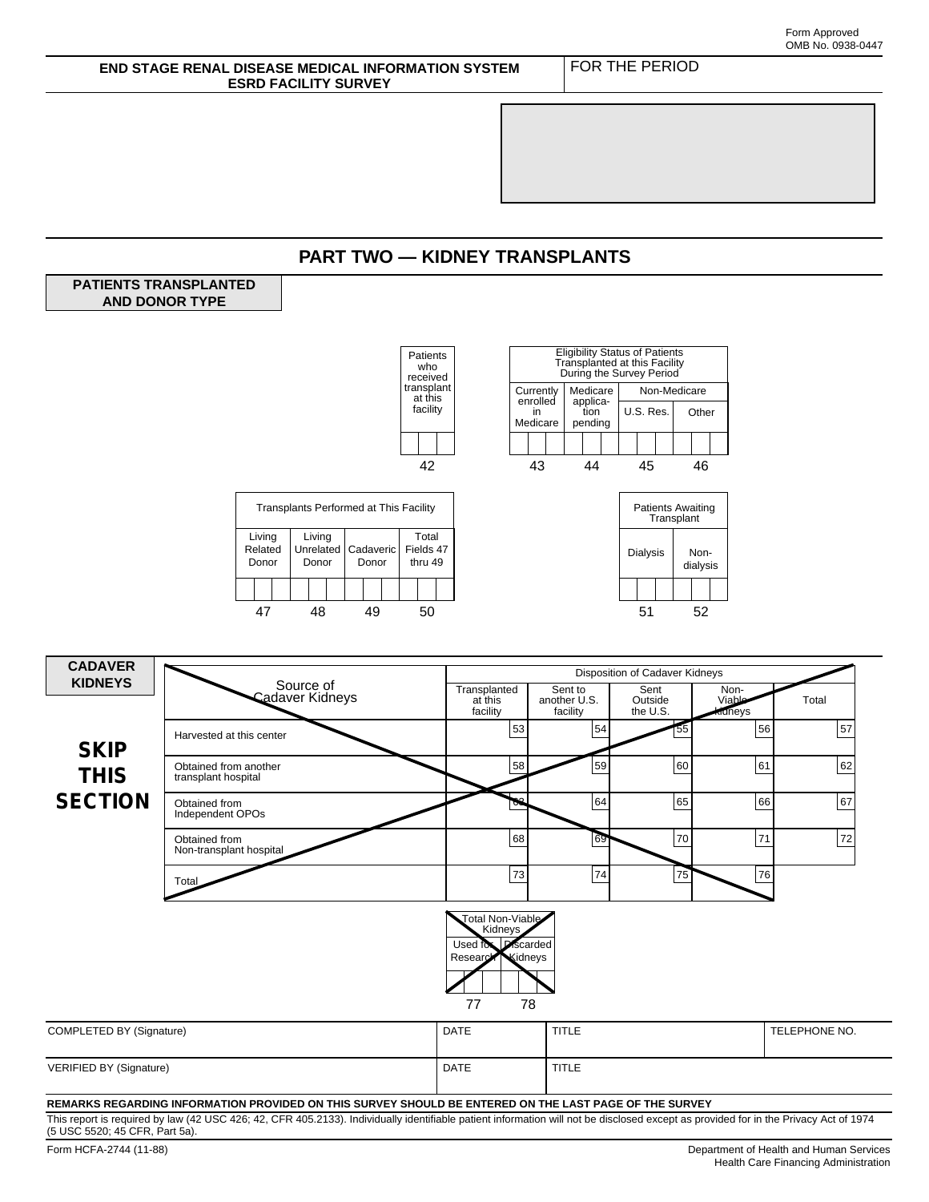Form Approved
OMB No. 0938-0447

**END STAGE RENAL DISEASE MEDICAL INFORMATION SYSTEM**
**ESRD FACILITY SURVEY**

FOR THE PERIOD

# PART TWO — KIDNEY TRANSPLANTS

## PATIENTS TRANSPLANTED AND DONOR TYPE

| Patients who received transplant at this facility |
|---|
| |
| 42 |

| Eligibility Status of Patients Transplanted at this Facility During the Survey Period | | | |
|---|---|---|---|
| Currently enrolled in Medicare | Medicare application pending | Non-Medicare | |
| | | U.S. Res. | Other |
| | | | |
| 43 | 44 | 45 | 46 |

| Transplants Performed at This Facility | | | |
|---|---|---|---|
| Living Related Donor | Living Unrelated Donor | Cadaveric Donor | Total Fields 47 thru 49 |
| | | | |
| 47 | 48 | 49 | 50 |

| Patients Awaiting Transplant | |
|---|---|
| Dialysis | Non-dialysis |
| | |
| 51 | 52 |

## CADAVER KIDNEYS

**SKIP THIS SECTION**

| Source of Cadaver Kidneys | Disposition of Cadaver Kidneys | | | | |
|---|---|---|---|---|---|
| | Transplanted at this facility | Sent to another U.S. facility | Sent Outside the U.S. | Non-Viable Kidneys | Total |
| Harvested at this center | 53 | 54 | 55 | 56 | 57 |
| Obtained from another transplant hospital | 58 | 59 | 60 | 61 | 62 |
| Obtained from Independent OPOs | 63 | 64 | 65 | 66 | 67 |
| Obtained from Non-transplant hospital | 68 | 69 | 70 | 71 | 72 |
| Total | 73 | 74 | 75 | 76 | |

| Total Non-Viable Kidneys | |
|---|---|
| Used for Research | Discarded Kidneys |
| | |
| 77 | 78 |

| COMPLETED BY (Signature) | DATE | TITLE | TELEPHONE NO. |
|---|---|---|---|
| VERIFIED BY (Signature) | DATE | TITLE | |

**REMARKS REGARDING INFORMATION PROVIDED ON THIS SURVEY SHOULD BE ENTERED ON THE LAST PAGE OF THE SURVEY**

This report is required by law (42 USC 426; 42, CFR 405.2133). Individually identifiable patient information will not be disclosed except as provided for in the Privacy Act of 1974 (5 USC 5520; 45 CFR, Part 5a).

Form HCFA-2744 (11-88)

Department of Health and Human Services
Health Care Financing Administration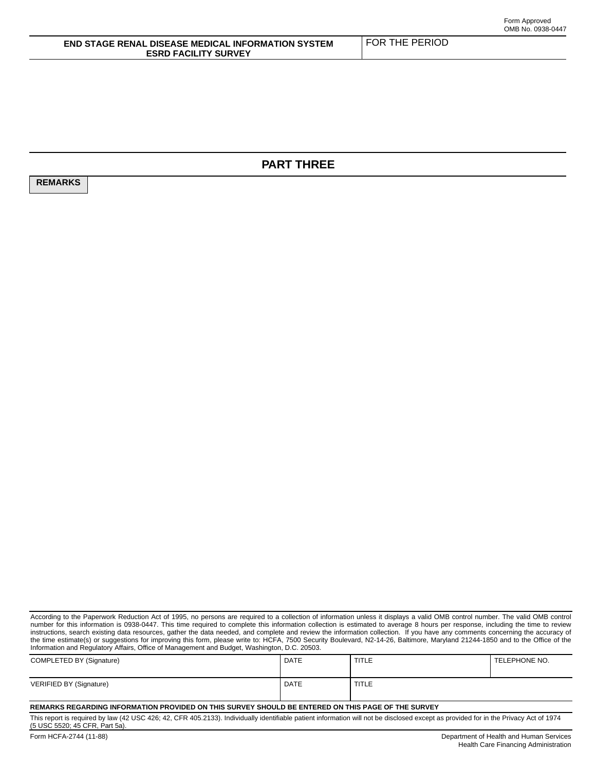Form Approved
OMB No. 0938-0447

| END STAGE RENAL DISEASE MEDICAL INFORMATION SYSTEM ESRD FACILITY SURVEY | FOR THE PERIOD |
|---|---|

## PART THREE

**REMARKS**

According to the Paperwork Reduction Act of 1995, no persons are required to a collection of information unless it displays a valid OMB control number. The valid OMB control number for this information is 0938-0447. This time required to complete this information collection is estimated to average 8 hours per response, including the time to review instructions, search existing data resources, gather the data needed, and complete and review the information collection. If you have any comments concerning the accuracy of the time estimate(s) or suggestions for improving this form, please write to: HCFA, 7500 Security Boulevard, N2-14-26, Baltimore, Maryland 21244-1850 and to the Office of the Information and Regulatory Affairs, Office of Management and Budget, Washington, D.C. 20503.

| COMPLETED BY (Signature) | DATE | TITLE | TELEPHONE NO. |
|---|---|---|---|
| VERIFIED BY (Signature) | DATE | TITLE | |

**REMARKS REGARDING INFORMATION PROVIDED ON THIS SURVEY SHOULD BE ENTERED ON THIS PAGE OF THE SURVEY**

This report is required by law (42 USC 426; 42, CFR 405.2133). Individually identifiable patient information will not be disclosed except as provided for in the Privacy Act of 1974 (5 USC 5520; 45 CFR, Part 5a).

Form HCFA-2744 (11-88)

Department of Health and Human Services
Health Care Financing Administration